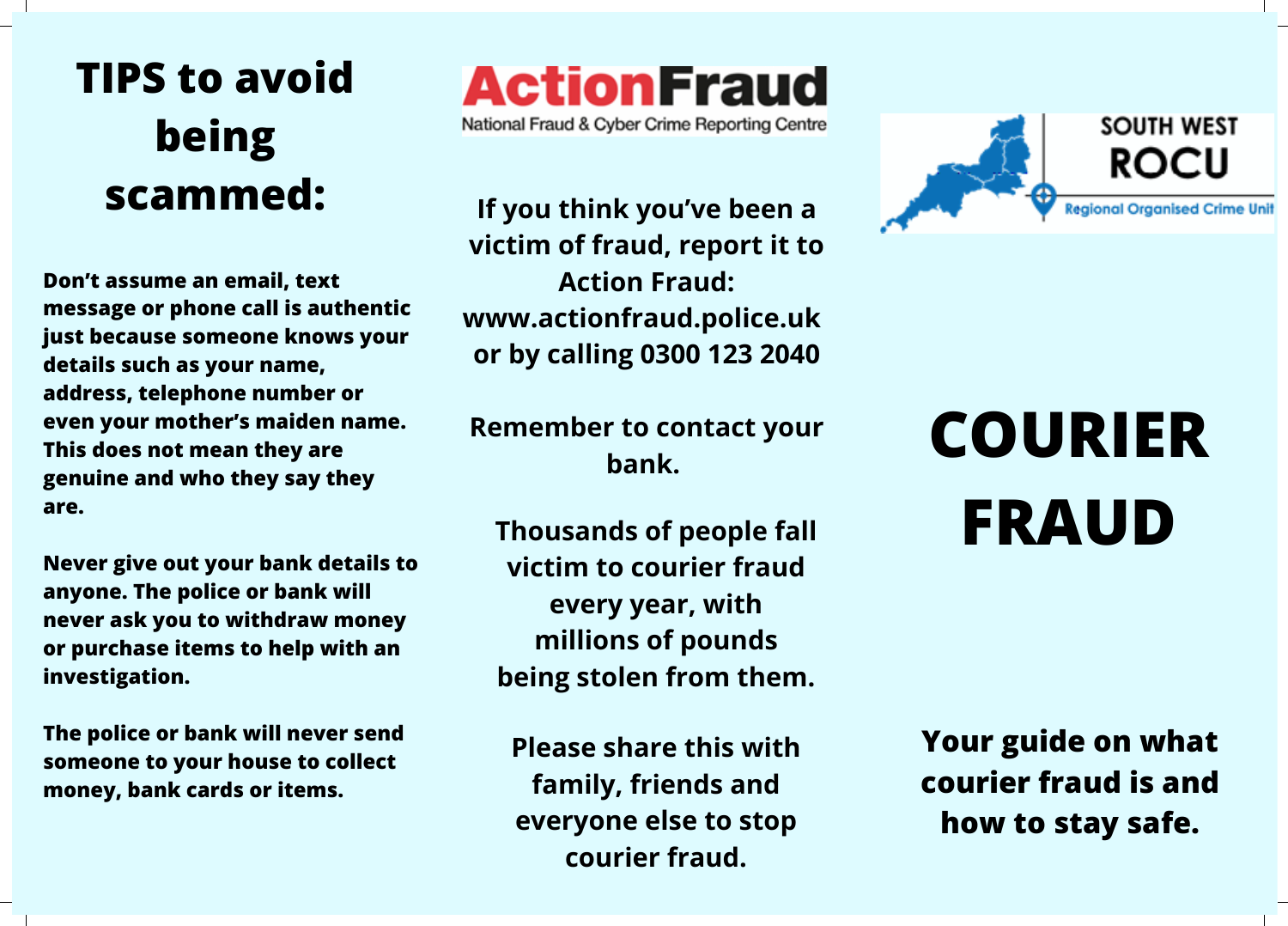# TIPS to avoid being scammed:

**Don't assume an email, text message or phone call is authentic just because someone knows your details such as your name, address, telephone number or even your mother's maiden name. This does not mean they are genuine and who they say they are.**

**Never give out your bank details to anyone. The police or bank will never ask you to withdraw money or purchase items to help with an investigation.**

**The police or bank will never send someone to your house to collect money, bank cards or items.**

ActionFraud

National Fraud & Cyber Crime Reporting Centre

**If you think you've been a victim of fraud, report it to Action Fraud: www.actionfraud.police.uk or by calling 0300 123 2040**

**Remember to contact your bank.**

**Thousands of people fall victim to courier fraud every year, with millions of pounds being stolen from them.**

**Please share this with family, friends and everyone else to stop courier fraud.**

SOUTH WEST ROCU

Regional Organised Crime Unit

# COURIER FRAUD

**Your guide on what courier fraud is and how to stay safe.**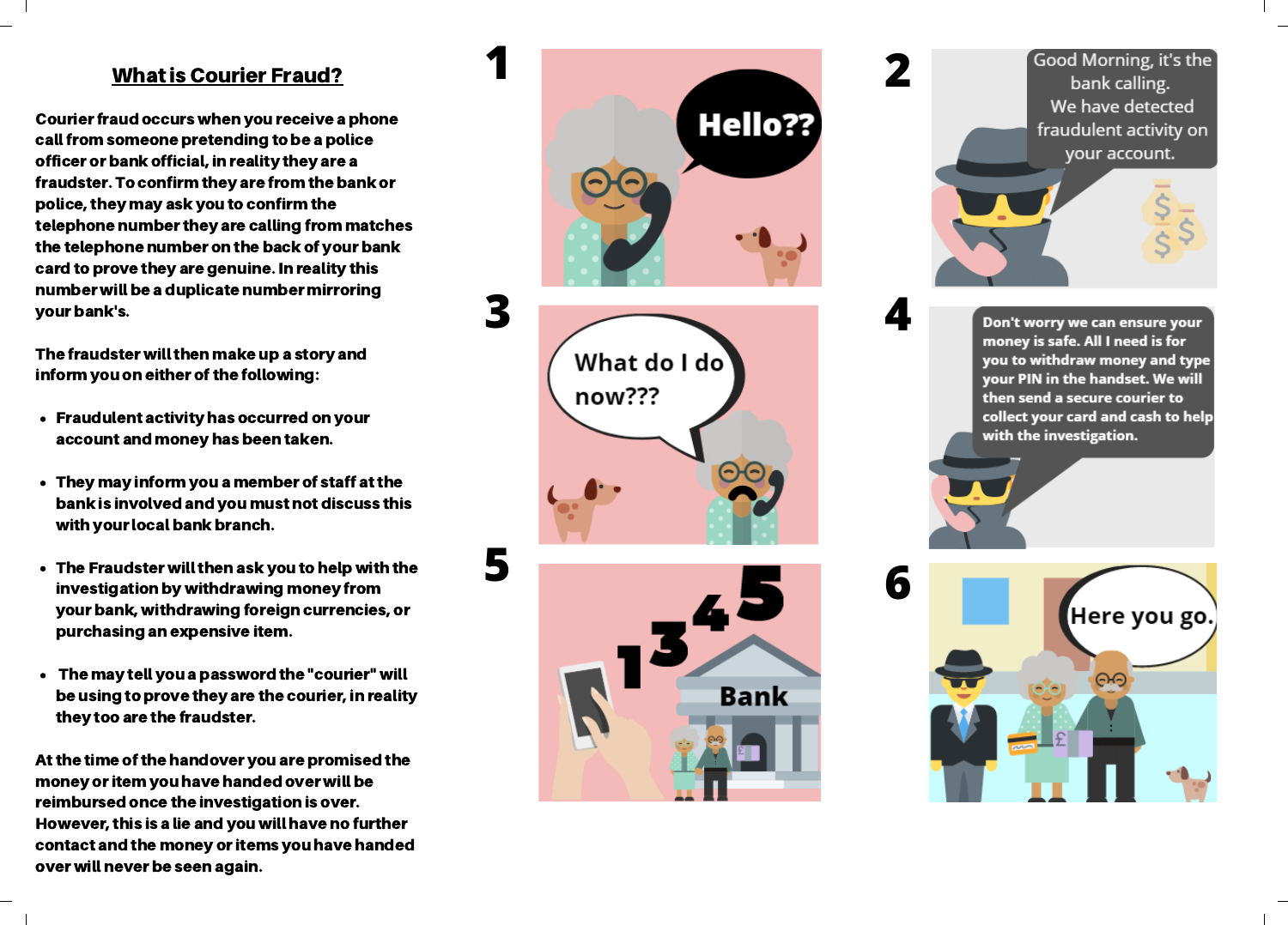## What is Courier Fraud?

**Courier fraud occurs when you receive a phone call from someone pretending to be a police officer or bank official, in reality they are a fraudster. To confirm they are from the bank or police, they may ask you to confirm the telephone number they are calling from matches the telephone number on the back of your bank card to prove they are genuine. In reality this number will be a duplicate number mirroring your bank's.**

**The fraudster will then make up a story and inform you on either of the following:**

- **Fraudulent activity has occurred on your account and money has been taken.**
- **They may inform you a member of staff at the bank is involved and you must not discuss this with your local bank branch.**
- **The Fraudster will then ask you to help with the investigation by withdrawing money from your bank, withdrawing foreign currencies, or purchasing an expensive item.**
- **The may tell you a password the "courier" will be using to prove they are the courier, in reality they too are the fraudster.**

**At the time of the handover you are promised the money or item you have handed over will be reimbursed once the investigation is over. However, this is a lie and you will have no further contact and the money or items you have handed over will never be seen again.**

1

Hello??

2

Good Morning, it's the bank calling. We have detected fraudulent activity on your account.

3

What do I do now???

4

Don't worry we can ensure your money is safe. All I need is for you to withdraw money and type your PIN in the handset. We will then send a secure courier to collect your card and cash to help with the investigation.

5

1 3 4 5

Bank

6

Here you go.